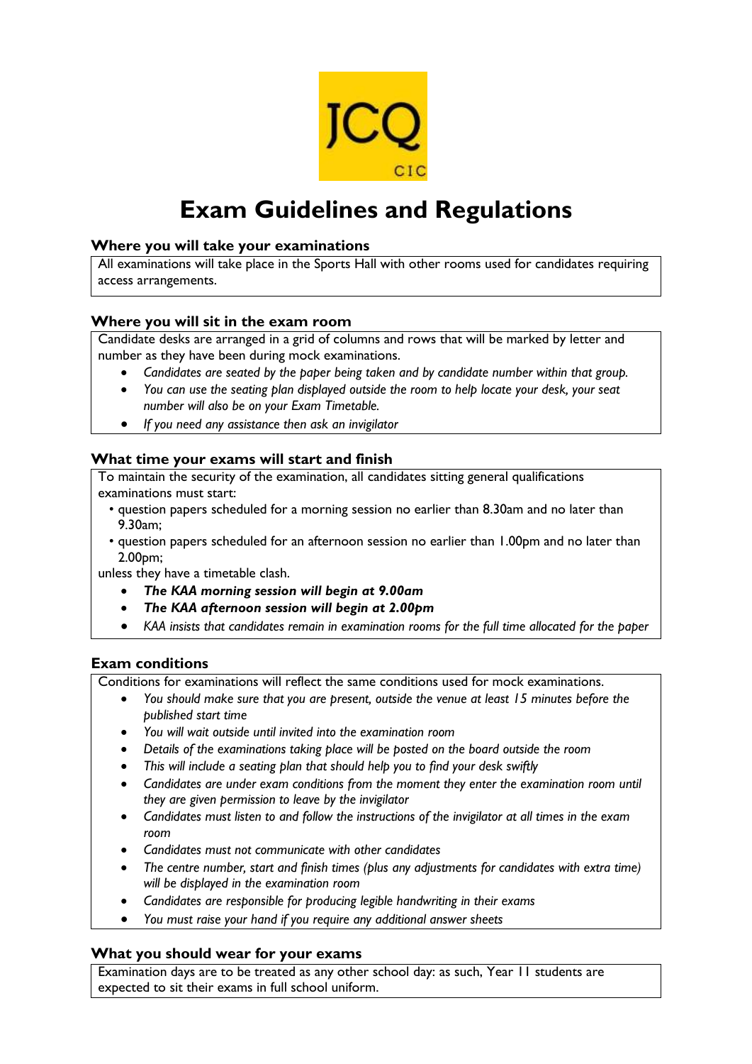# Exam Guidelines and Regulations

## Where you will take your examinations

All examinations will take place in the Sports Hall with other rooms used for candidates requiring access arrangements.

## Where you will sit in the exam room

Candidate desks are arranged in a grid of columns and rows that will be marked by letter and number as they have been during mock examinations.

- *Candidates are seated by the paper being taken and by candidate number within that group.*
- *You can use the seating plan displayed outside the room to help locate your desk, your seat number will also be on your Exam Timetable.*
- *If you need any assistance then ask an invigilator*

## What time your exams will start and finish

To maintain the security of the examination, all candidates sitting general qualifications examinations must start:

- question papers scheduled for a morning session no earlier than 8.30am and no later than 9.30am;
- question papers scheduled for an afternoon session no earlier than 1.00pm and no later than 2.00pm;

unless they have a timetable clash.

- ***The KAA morning session will begin at 9.00am***
- ***The KAA afternoon session will begin at 2.00pm***
- *KAA insists that candidates remain in examination rooms for the full time allocated for the paper*

## Exam conditions

Conditions for examinations will reflect the same conditions used for mock examinations.

- *You should make sure that you are present, outside the venue at least 15 minutes before the published start time*
- *You will wait outside until invited into the examination room*
- *Details of the examinations taking place will be posted on the board outside the room*
- *This will include a seating plan that should help you to find your desk swiftly*
- *Candidates are under exam conditions from the moment they enter the examination room until they are given permission to leave by the invigilator*
- *Candidates must listen to and follow the instructions of the invigilator at all times in the exam room*
- *Candidates must not communicate with other candidates*
- *The centre number, start and finish times (plus any adjustments for candidates with extra time) will be displayed in the examination room*
- *Candidates are responsible for producing legible handwriting in their exams*
- *You must raise your hand if you require any additional answer sheets*

## What you should wear for your exams

Examination days are to be treated as any other school day: as such, Year 11 students are expected to sit their exams in full school uniform.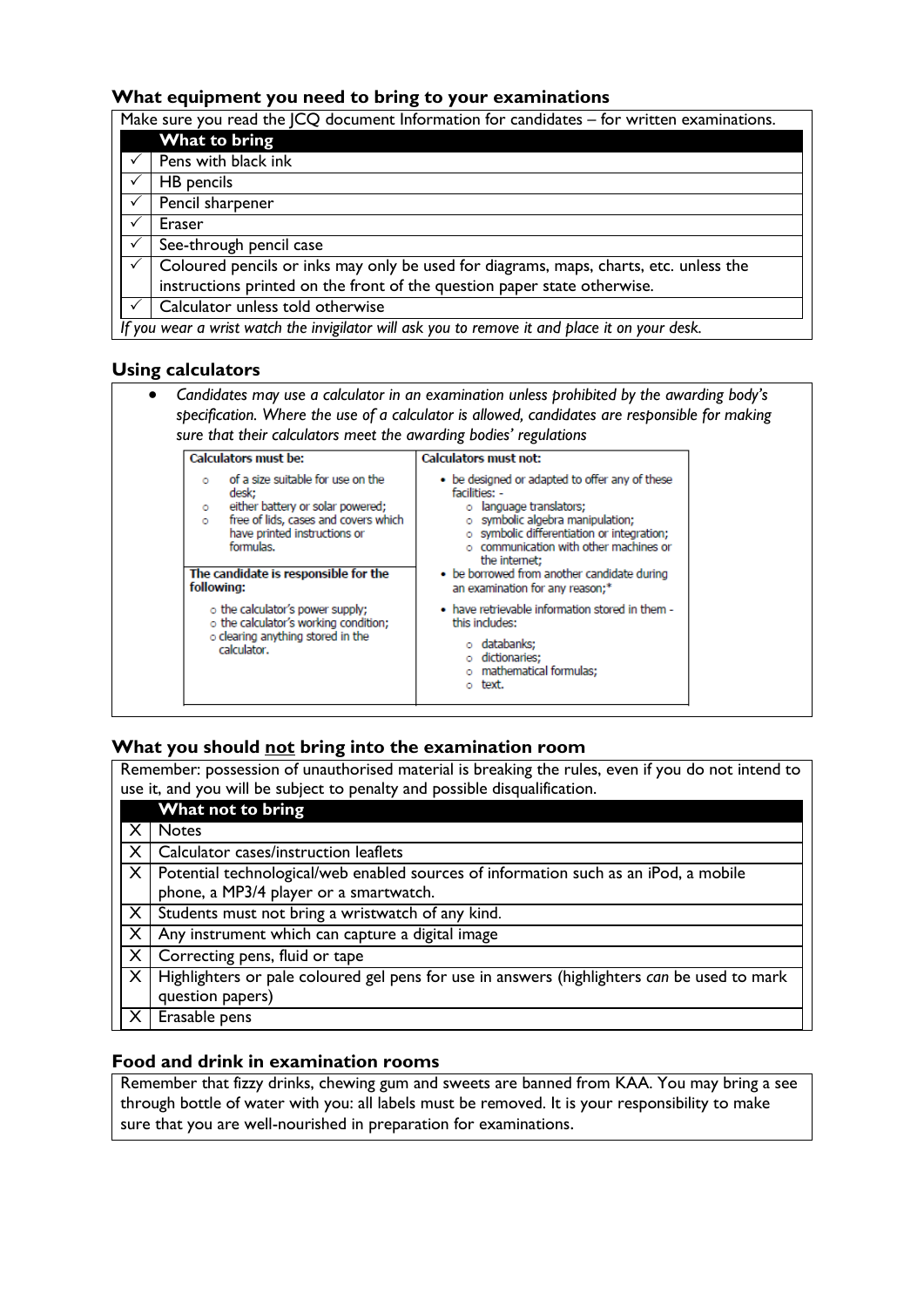### What equipment you need to bring to your examinations

Make sure you read the JCQ document Information for candidates – for written examinations.

| | What to bring |
|---|---|
| ✓ | Pens with black ink |
| ✓ | HB pencils |
| ✓ | Pencil sharpener |
| ✓ | Eraser |
| ✓ | See-through pencil case |
| ✓ | Coloured pencils or inks may only be used for diagrams, maps, charts, etc. unless the instructions printed on the front of the question paper state otherwise. |
| ✓ | Calculator unless told otherwise |

*If you wear a wrist watch the invigilator will ask you to remove it and place it on your desk.*

### Using calculators

- *Candidates may use a calculator in an examination unless prohibited by the awarding body's specification. Where the use of a calculator is allowed, candidates are responsible for making sure that their calculators meet the awarding bodies' regulations*

| Calculators must be: | Calculators must not: |
|---|---|
| ○ of a size suitable for use on the desk; ○ either battery or solar powered; ○ free of lids, cases and covers which have printed instructions or formulas. | • be designed or adapted to offer any of these facilities: - ○ language translators; ○ symbolic algebra manipulation; ○ symbolic differentiation or integration; ○ communication with other machines or the internet; • be borrowed from another candidate during an examination for any reason;* |
| **The candidate is responsible for the following:** ○ the calculator's power supply; ○ the calculator's working condition; ○ clearing anything stored in the calculator. | • have retrievable information stored in them - this includes: ○ databanks; ○ dictionaries; ○ mathematical formulas; ○ text. |

### What you should not bring into the examination room

Remember: possession of unauthorised material is breaking the rules, even if you do not intend to use it, and you will be subject to penalty and possible disqualification.

| | What not to bring |
|---|---|
| X | Notes |
| X | Calculator cases/instruction leaflets |
| X | Potential technological/web enabled sources of information such as an iPod, a mobile phone, a MP3/4 player or a smartwatch. |
| X | Students must not bring a wristwatch of any kind. |
| X | Any instrument which can capture a digital image |
| X | Correcting pens, fluid or tape |
| X | Highlighters or pale coloured gel pens for use in answers (highlighters *can* be used to mark question papers) |
| X | Erasable pens |

### Food and drink in examination rooms

Remember that fizzy drinks, chewing gum and sweets are banned from KAA. You may bring a see through bottle of water with you: all labels must be removed. It is your responsibility to make sure that you are well-nourished in preparation for examinations.